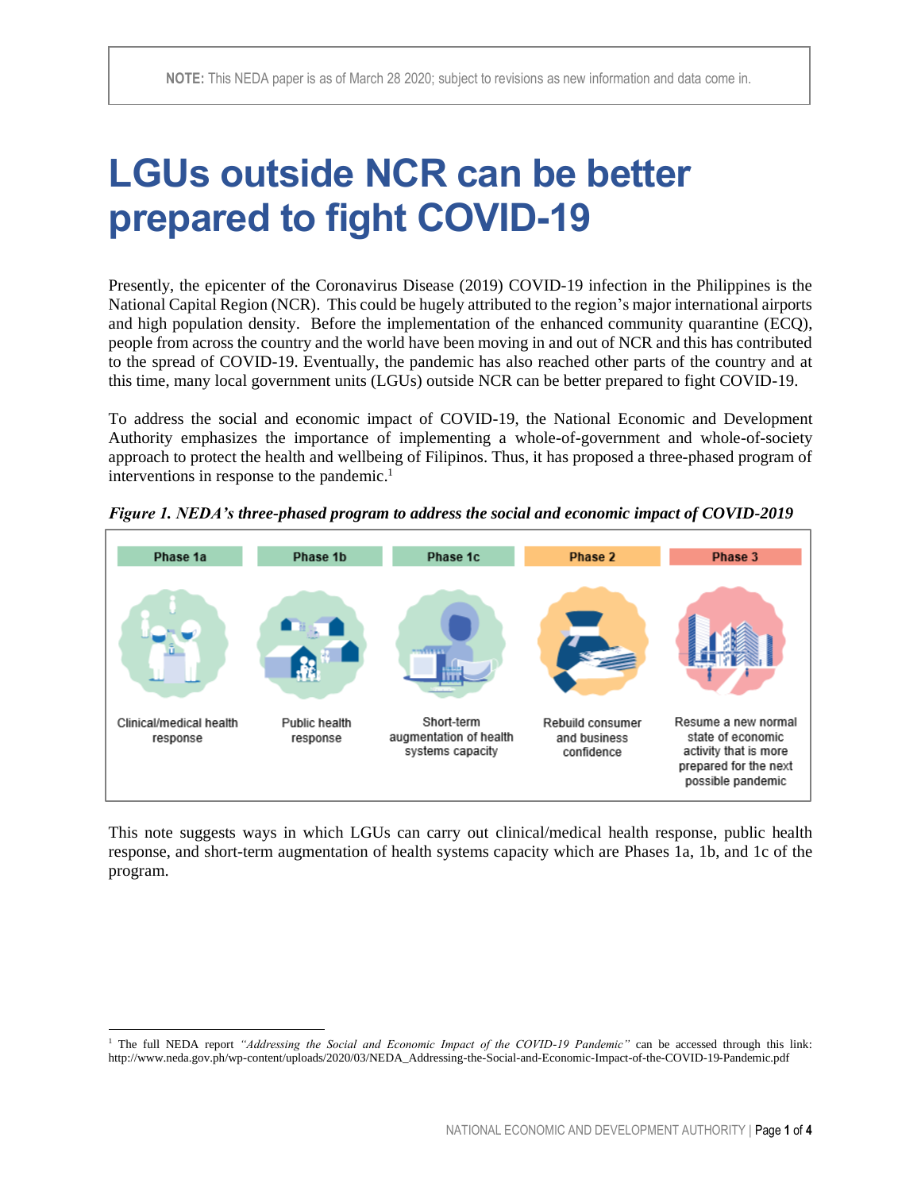**NOTE:** This NEDA paper is as of March 28 2020; subject to revisions as new information and data come in.

# LGUs outside NCR can be better prepared to fight COVID-19

Presently, the epicenter of the Coronavirus Disease (2019) COVID-19 infection in the Philippines is the National Capital Region (NCR). This could be hugely attributed to the region's major international airports and high population density. Before the implementation of the enhanced community quarantine (ECQ), people from across the country and the world have been moving in and out of NCR and this has contributed to the spread of COVID-19. Eventually, the pandemic has also reached other parts of the country and at this time, many local government units (LGUs) outside NCR can be better prepared to fight COVID-19.

To address the social and economic impact of COVID-19, the National Economic and Development Authority emphasizes the importance of implementing a whole-of-government and whole-of-society approach to protect the health and wellbeing of Filipinos. Thus, it has proposed a three-phased program of interventions in response to the pandemic.[1]

***Figure 1. NEDA's three-phased program to address the social and economic impact of COVID-2019***

| Phase 1a | Phase 1b | Phase 1c | Phase 2 | Phase 3 |
|---|---|---|---|---|
| Clinical/medical health response | Public health response | Short-term augmentation of health systems capacity | Rebuild consumer and business confidence | Resume a new normal state of economic activity that is more prepared for the next possible pandemic |

This note suggests ways in which LGUs can carry out clinical/medical health response, public health response, and short-term augmentation of health systems capacity which are Phases 1a, 1b, and 1c of the program.

[1] The full NEDA report *"Addressing the Social and Economic Impact of the COVID-19 Pandemic"* can be accessed through this link: http://www.neda.gov.ph/wp-content/uploads/2020/03/NEDA_Addressing-the-Social-and-Economic-Impact-of-the-COVID-19-Pandemic.pdf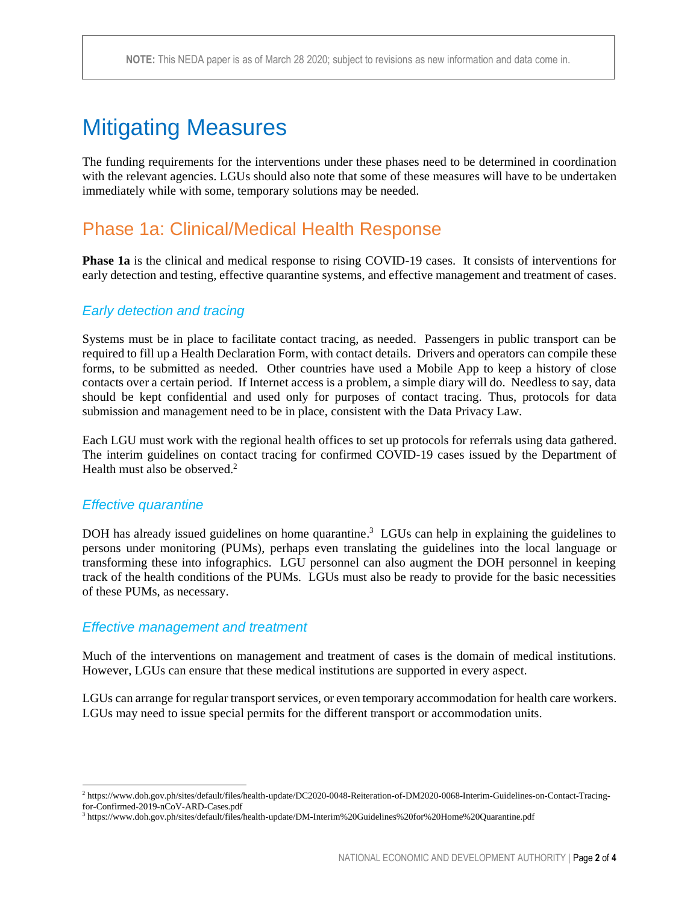**NOTE:** This NEDA paper is as of March 28 2020; subject to revisions as new information and data come in.

# Mitigating Measures

The funding requirements for the interventions under these phases need to be determined in coordination with the relevant agencies. LGUs should also note that some of these measures will have to be undertaken immediately while with some, temporary solutions may be needed.

## Phase 1a: Clinical/Medical Health Response

**Phase 1a** is the clinical and medical response to rising COVID-19 cases. It consists of interventions for early detection and testing, effective quarantine systems, and effective management and treatment of cases.

### *Early detection and tracing*

Systems must be in place to facilitate contact tracing, as needed. Passengers in public transport can be required to fill up a Health Declaration Form, with contact details. Drivers and operators can compile these forms, to be submitted as needed. Other countries have used a Mobile App to keep a history of close contacts over a certain period. If Internet access is a problem, a simple diary will do. Needless to say, data should be kept confidential and used only for purposes of contact tracing. Thus, protocols for data submission and management need to be in place, consistent with the Data Privacy Law.

Each LGU must work with the regional health offices to set up protocols for referrals using data gathered. The interim guidelines on contact tracing for confirmed COVID-19 cases issued by the Department of Health must also be observed.[2]

### *Effective quarantine*

DOH has already issued guidelines on home quarantine.[3] LGUs can help in explaining the guidelines to persons under monitoring (PUMs), perhaps even translating the guidelines into the local language or transforming these into infographics. LGU personnel can also augment the DOH personnel in keeping track of the health conditions of the PUMs. LGUs must also be ready to provide for the basic necessities of these PUMs, as necessary.

### *Effective management and treatment*

Much of the interventions on management and treatment of cases is the domain of medical institutions. However, LGUs can ensure that these medical institutions are supported in every aspect.

LGUs can arrange for regular transport services, or even temporary accommodation for health care workers. LGUs may need to issue special permits for the different transport or accommodation units.

---

[2] https://www.doh.gov.ph/sites/default/files/health-update/DC2020-0048-Reiteration-of-DM2020-0068-Interim-Guidelines-on-Contact-Tracing-for-Confirmed-2019-nCoV-ARD-Cases.pdf

[3] https://www.doh.gov.ph/sites/default/files/health-update/DM-Interim%20Guidelines%20for%20Home%20Quarantine.pdf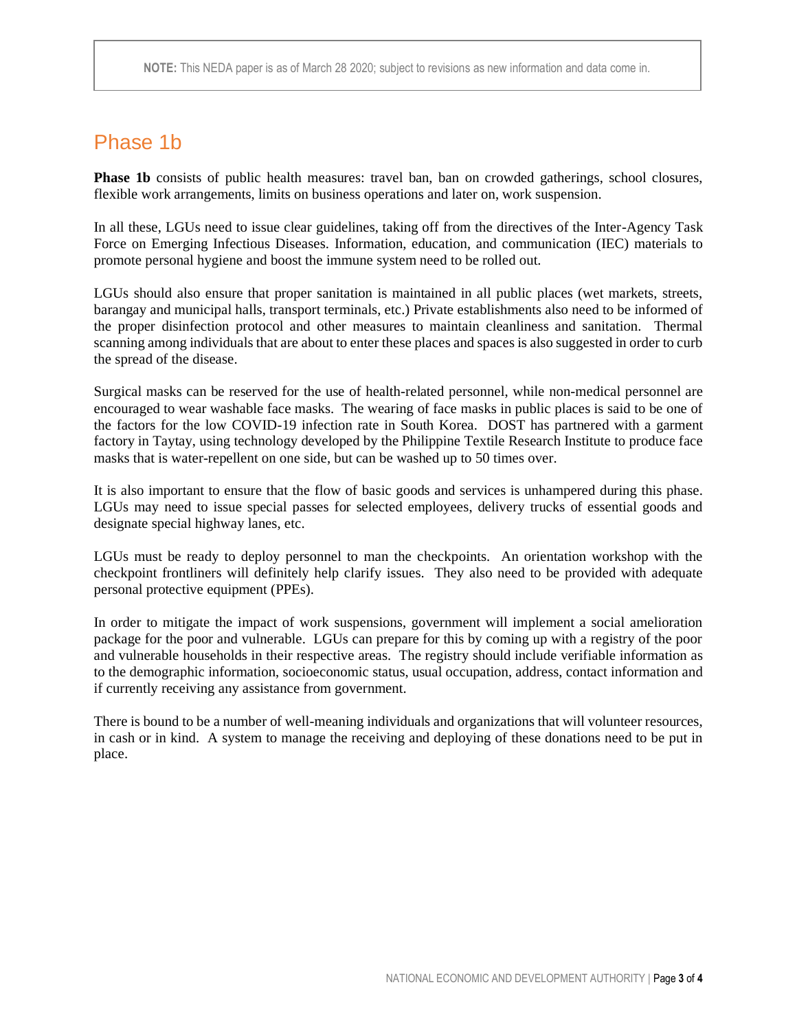**NOTE:** This NEDA paper is as of March 28 2020; subject to revisions as new information and data come in.

## Phase 1b

**Phase 1b** consists of public health measures: travel ban, ban on crowded gatherings, school closures, flexible work arrangements, limits on business operations and later on, work suspension.

In all these, LGUs need to issue clear guidelines, taking off from the directives of the Inter-Agency Task Force on Emerging Infectious Diseases. Information, education, and communication (IEC) materials to promote personal hygiene and boost the immune system need to be rolled out.

LGUs should also ensure that proper sanitation is maintained in all public places (wet markets, streets, barangay and municipal halls, transport terminals, etc.) Private establishments also need to be informed of the proper disinfection protocol and other measures to maintain cleanliness and sanitation. Thermal scanning among individuals that are about to enter these places and spaces is also suggested in order to curb the spread of the disease.

Surgical masks can be reserved for the use of health-related personnel, while non-medical personnel are encouraged to wear washable face masks. The wearing of face masks in public places is said to be one of the factors for the low COVID-19 infection rate in South Korea. DOST has partnered with a garment factory in Taytay, using technology developed by the Philippine Textile Research Institute to produce face masks that is water-repellent on one side, but can be washed up to 50 times over.

It is also important to ensure that the flow of basic goods and services is unhampered during this phase. LGUs may need to issue special passes for selected employees, delivery trucks of essential goods and designate special highway lanes, etc.

LGUs must be ready to deploy personnel to man the checkpoints. An orientation workshop with the checkpoint frontliners will definitely help clarify issues. They also need to be provided with adequate personal protective equipment (PPEs).

In order to mitigate the impact of work suspensions, government will implement a social amelioration package for the poor and vulnerable. LGUs can prepare for this by coming up with a registry of the poor and vulnerable households in their respective areas. The registry should include verifiable information as to the demographic information, socioeconomic status, usual occupation, address, contact information and if currently receiving any assistance from government.

There is bound to be a number of well-meaning individuals and organizations that will volunteer resources, in cash or in kind. A system to manage the receiving and deploying of these donations need to be put in place.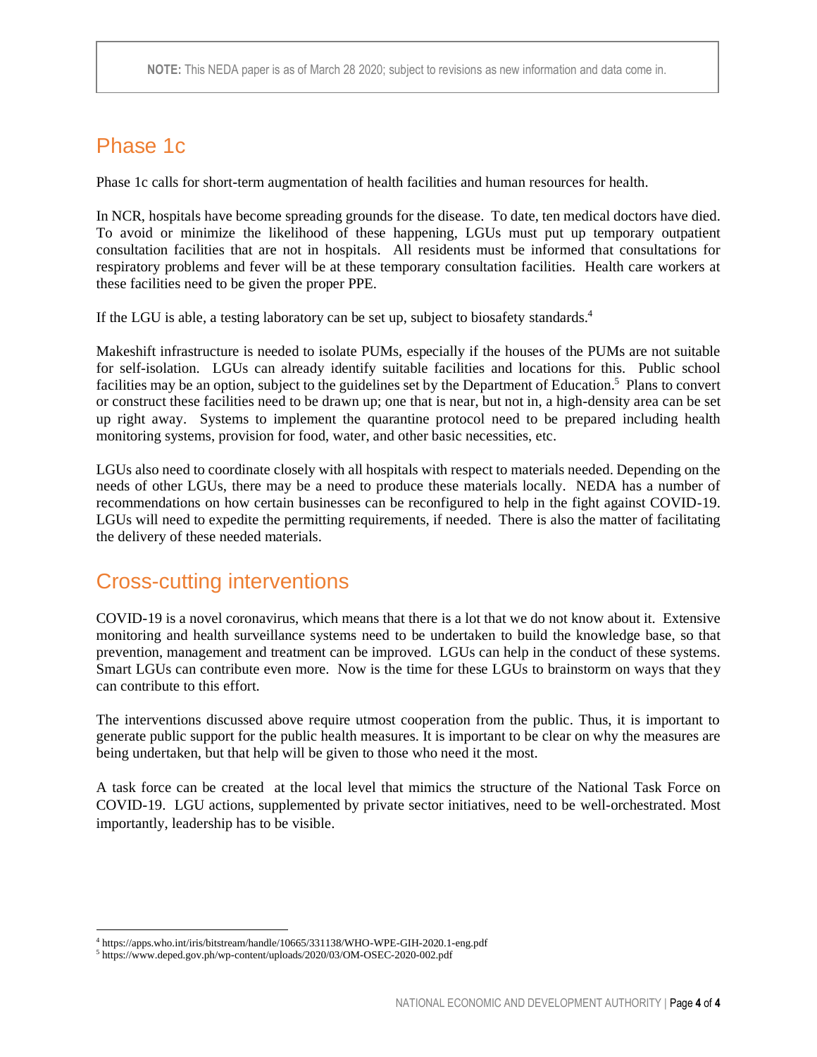**NOTE:** This NEDA paper is as of March 28 2020; subject to revisions as new information and data come in.

## Phase 1c

Phase 1c calls for short-term augmentation of health facilities and human resources for health.

In NCR, hospitals have become spreading grounds for the disease. To date, ten medical doctors have died. To avoid or minimize the likelihood of these happening, LGUs must put up temporary outpatient consultation facilities that are not in hospitals. All residents must be informed that consultations for respiratory problems and fever will be at these temporary consultation facilities. Health care workers at these facilities need to be given the proper PPE.

If the LGU is able, a testing laboratory can be set up, subject to biosafety standards.[4]

Makeshift infrastructure is needed to isolate PUMs, especially if the houses of the PUMs are not suitable for self-isolation. LGUs can already identify suitable facilities and locations for this. Public school facilities may be an option, subject to the guidelines set by the Department of Education.[5] Plans to convert or construct these facilities need to be drawn up; one that is near, but not in, a high-density area can be set up right away. Systems to implement the quarantine protocol need to be prepared including health monitoring systems, provision for food, water, and other basic necessities, etc.

LGUs also need to coordinate closely with all hospitals with respect to materials needed. Depending on the needs of other LGUs, there may be a need to produce these materials locally. NEDA has a number of recommendations on how certain businesses can be reconfigured to help in the fight against COVID-19. LGUs will need to expedite the permitting requirements, if needed. There is also the matter of facilitating the delivery of these needed materials.

## Cross-cutting interventions

COVID-19 is a novel coronavirus, which means that there is a lot that we do not know about it. Extensive monitoring and health surveillance systems need to be undertaken to build the knowledge base, so that prevention, management and treatment can be improved. LGUs can help in the conduct of these systems. Smart LGUs can contribute even more. Now is the time for these LGUs to brainstorm on ways that they can contribute to this effort.

The interventions discussed above require utmost cooperation from the public. Thus, it is important to generate public support for the public health measures. It is important to be clear on why the measures are being undertaken, but that help will be given to those who need it the most.

A task force can be created at the local level that mimics the structure of the National Task Force on COVID-19. LGU actions, supplemented by private sector initiatives, need to be well-orchestrated. Most importantly, leadership has to be visible.

---

[4] https://apps.who.int/iris/bitstream/handle/10665/331138/WHO-WPE-GIH-2020.1-eng.pdf

[5] https://www.deped.gov.ph/wp-content/uploads/2020/03/OM-OSEC-2020-002.pdf